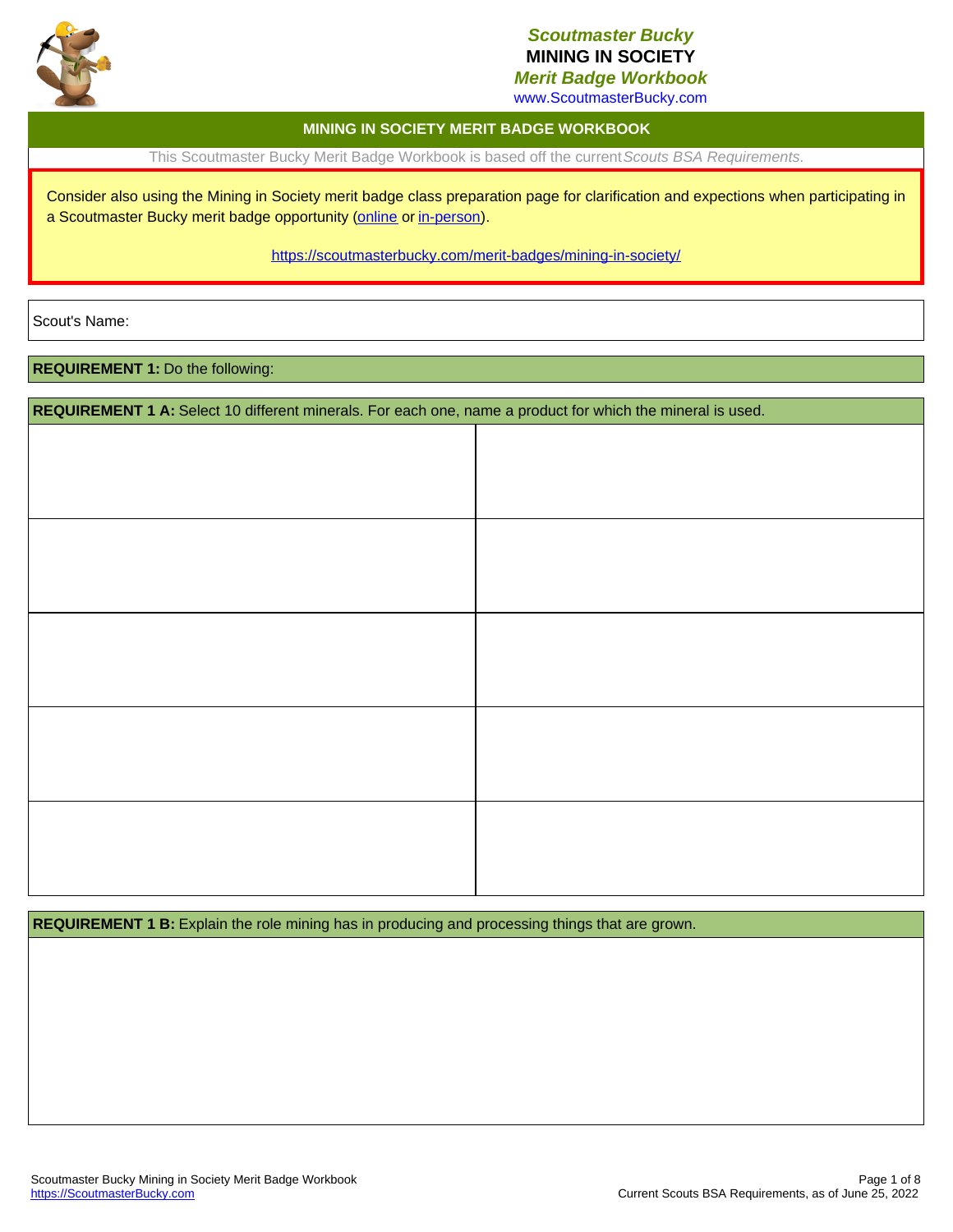**Scoutmaster Bucky**

# MINING IN SOCIETY

**Merit Badge Workbook**

www.ScoutmasterBucky.com

## MINING IN SOCIETY MERIT BADGE WORKBOOK

This Scoutmaster Bucky Merit Badge Workbook is based off the current *Scouts BSA Requirements*.

Consider also using the Mining in Society merit badge class preparation page for clarification and expections when participating in a Scoutmaster Bucky merit badge opportunity (online or in-person).

https://scoutmasterbucky.com/merit-badges/mining-in-society/

Scout's Name:

**REQUIREMENT 1:** Do the following:

**REQUIREMENT 1 A:** Select 10 different minerals. For each one, name a product for which the mineral is used.

| | |
|---|---|
| | |
| | |
| | |
| | |
| | |

**REQUIREMENT 1 B:** Explain the role mining has in producing and processing things that are grown.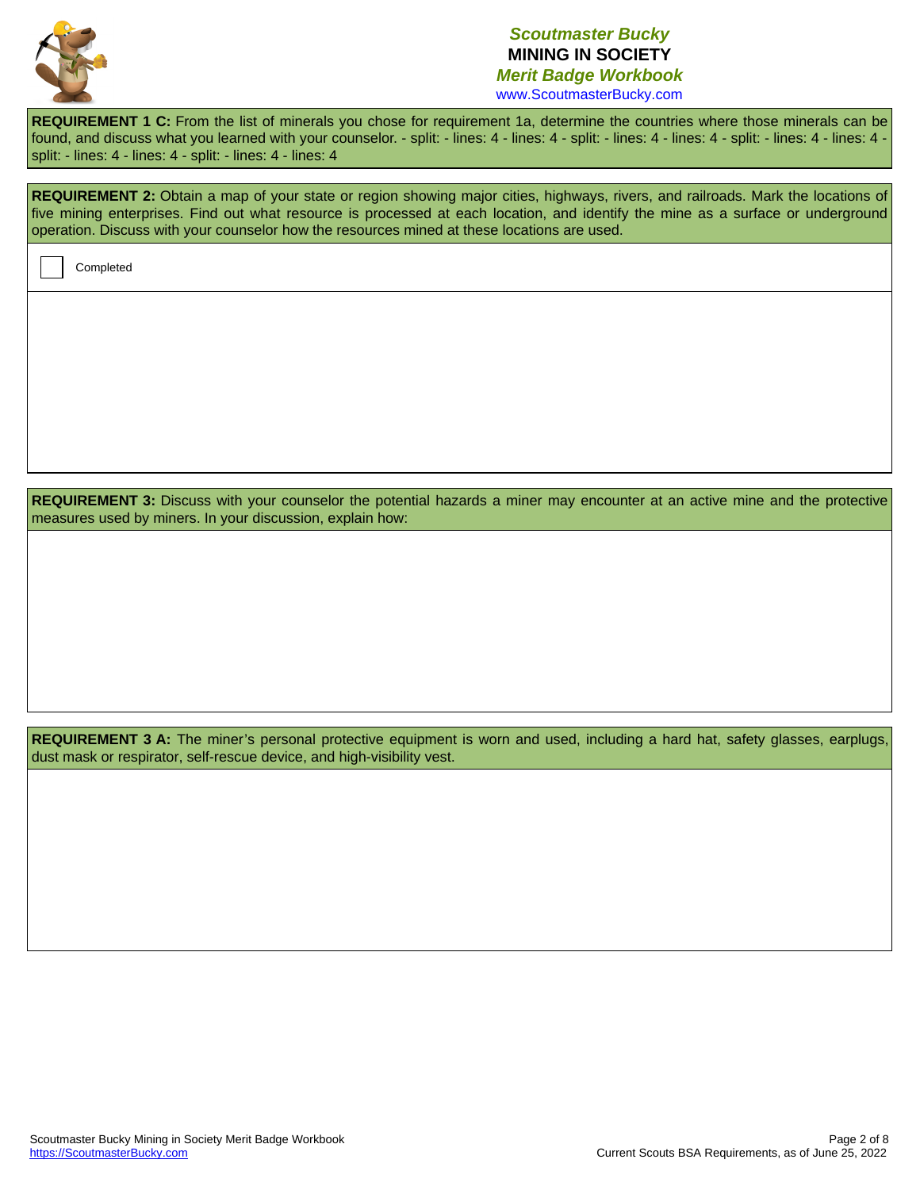**REQUIREMENT 1 C:** From the list of minerals you chose for requirement 1a, determine the countries where those minerals can be found, and discuss what you learned with your counselor. - split: - lines: 4 - lines: 4 - split: - lines: 4 - lines: 4 - split: - lines: 4 - lines: 4 - split: - lines: 4 - lines: 4 - split: - lines: 4 - lines: 4

**REQUIREMENT 2:** Obtain a map of your state or region showing major cities, highways, rivers, and railroads. Mark the locations of five mining enterprises. Find out what resource is processed at each location, and identify the mine as a surface or underground operation. Discuss with your counselor how the resources mined at these locations are used.

☐ Completed

**REQUIREMENT 3:** Discuss with your counselor the potential hazards a miner may encounter at an active mine and the protective measures used by miners. In your discussion, explain how:

**REQUIREMENT 3 A:** The miner's personal protective equipment is worn and used, including a hard hat, safety glasses, earplugs, dust mask or respirator, self-rescue device, and high-visibility vest.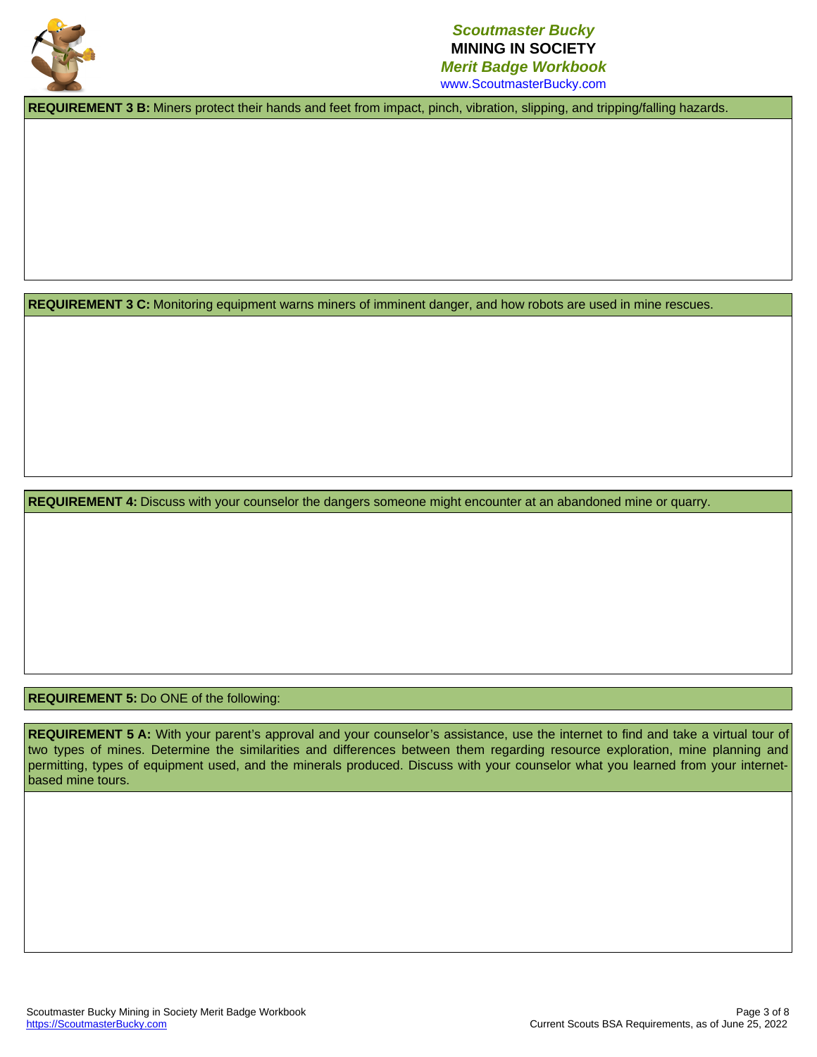**REQUIREMENT 3 B:** Miners protect their hands and feet from impact, pinch, vibration, slipping, and tripping/falling hazards.

**REQUIREMENT 3 C:** Monitoring equipment warns miners of imminent danger, and how robots are used in mine rescues.

**REQUIREMENT 4:** Discuss with your counselor the dangers someone might encounter at an abandoned mine or quarry.

**REQUIREMENT 5:** Do ONE of the following:

**REQUIREMENT 5 A:** With your parent's approval and your counselor's assistance, use the internet to find and take a virtual tour of two types of mines. Determine the similarities and differences between them regarding resource exploration, mine planning and permitting, types of equipment used, and the minerals produced. Discuss with your counselor what you learned from your internet-based mine tours.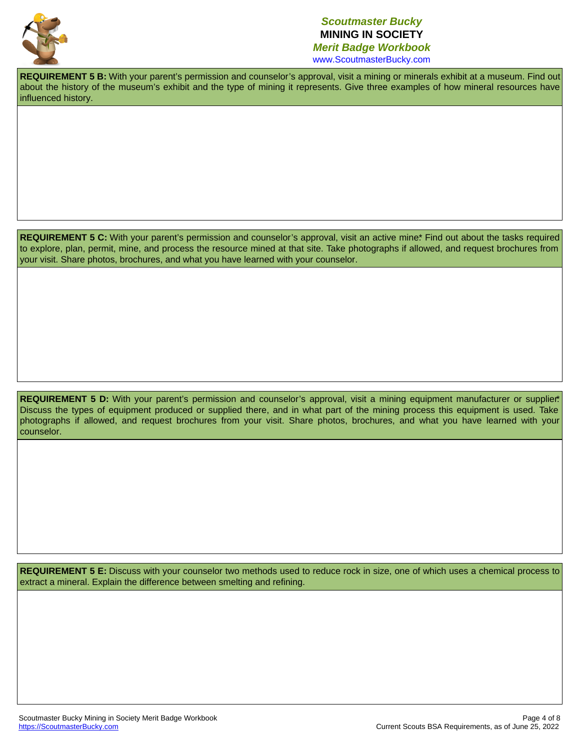**REQUIREMENT 5 B:** With your parent's permission and counselor's approval, visit a mining or minerals exhibit at a museum. Find out about the history of the museum's exhibit and the type of mining it represents. Give three examples of how mineral resources have influenced history.

**REQUIREMENT 5 C:** With your parent's permission and counselor's approval, visit an active mine.* Find out about the tasks required to explore, plan, permit, mine, and process the resource mined at that site. Take photographs if allowed, and request brochures from your visit. Share photos, brochures, and what you have learned with your counselor.

**REQUIREMENT 5 D:** With your parent's permission and counselor's approval, visit a mining equipment manufacturer or supplier.* Discuss the types of equipment produced or supplied there, and in what part of the mining process this equipment is used. Take photographs if allowed, and request brochures from your visit. Share photos, brochures, and what you have learned with your counselor.

**REQUIREMENT 5 E:** Discuss with your counselor two methods used to reduce rock in size, one of which uses a chemical process to extract a mineral. Explain the difference between smelting and refining.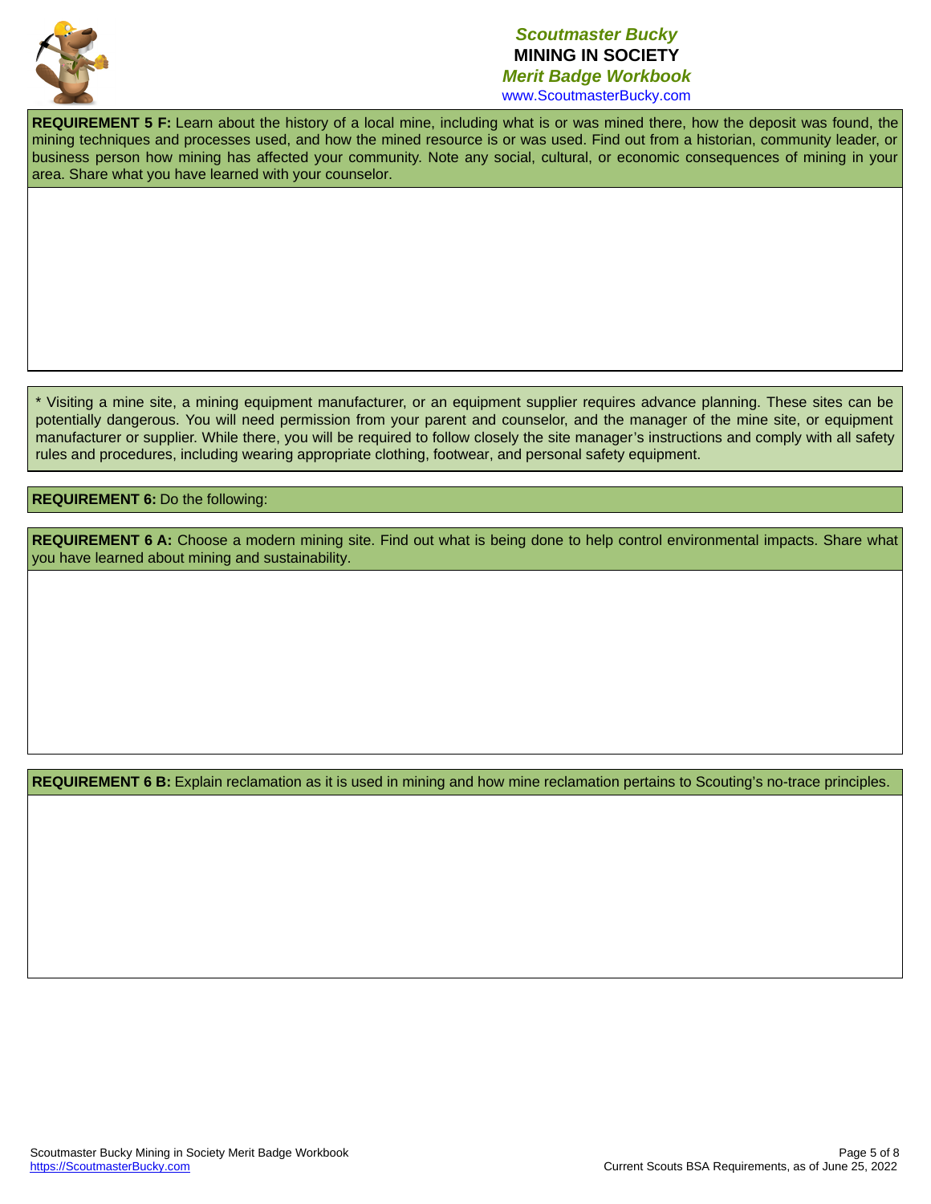**REQUIREMENT 5 F:** Learn about the history of a local mine, including what is or was mined there, how the deposit was found, the mining techniques and processes used, and how the mined resource is or was used. Find out from a historian, community leader, or business person how mining has affected your community. Note any social, cultural, or economic consequences of mining in your area. Share what you have learned with your counselor.

* Visiting a mine site, a mining equipment manufacturer, or an equipment supplier requires advance planning. These sites can be potentially dangerous. You will need permission from your parent and counselor, and the manager of the mine site, or equipment manufacturer or supplier. While there, you will be required to follow closely the site manager's instructions and comply with all safety rules and procedures, including wearing appropriate clothing, footwear, and personal safety equipment.

**REQUIREMENT 6:** Do the following:

**REQUIREMENT 6 A:** Choose a modern mining site. Find out what is being done to help control environmental impacts. Share what you have learned about mining and sustainability.

**REQUIREMENT 6 B:** Explain reclamation as it is used in mining and how mine reclamation pertains to Scouting's no-trace principles.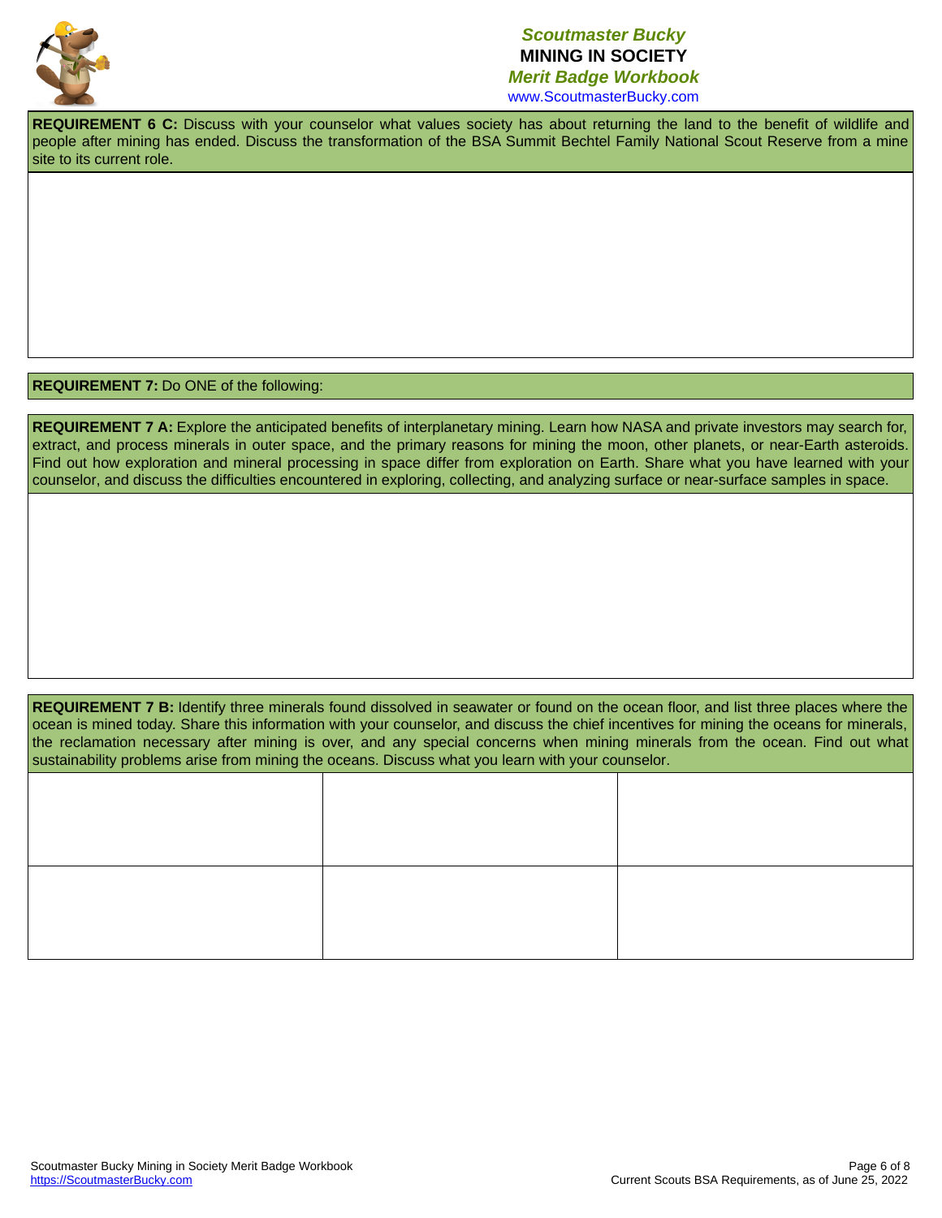**REQUIREMENT 6 C:** Discuss with your counselor what values society has about returning the land to the benefit of wildlife and people after mining has ended. Discuss the transformation of the BSA Summit Bechtel Family National Scout Reserve from a mine site to its current role.

**REQUIREMENT 7:** Do ONE of the following:

**REQUIREMENT 7 A:** Explore the anticipated benefits of interplanetary mining. Learn how NASA and private investors may search for, extract, and process minerals in outer space, and the primary reasons for mining the moon, other planets, or near-Earth asteroids. Find out how exploration and mineral processing in space differ from exploration on Earth. Share what you have learned with your counselor, and discuss the difficulties encountered in exploring, collecting, and analyzing surface or near-surface samples in space.

**REQUIREMENT 7 B:** Identify three minerals found dissolved in seawater or found on the ocean floor, and list three places where the ocean is mined today. Share this information with your counselor, and discuss the chief incentives for mining the oceans for minerals, the reclamation necessary after mining is over, and any special concerns when mining minerals from the ocean. Find out what sustainability problems arise from mining the oceans. Discuss what you learn with your counselor.

| | | |
|---|---|---|
| | | |
| | | |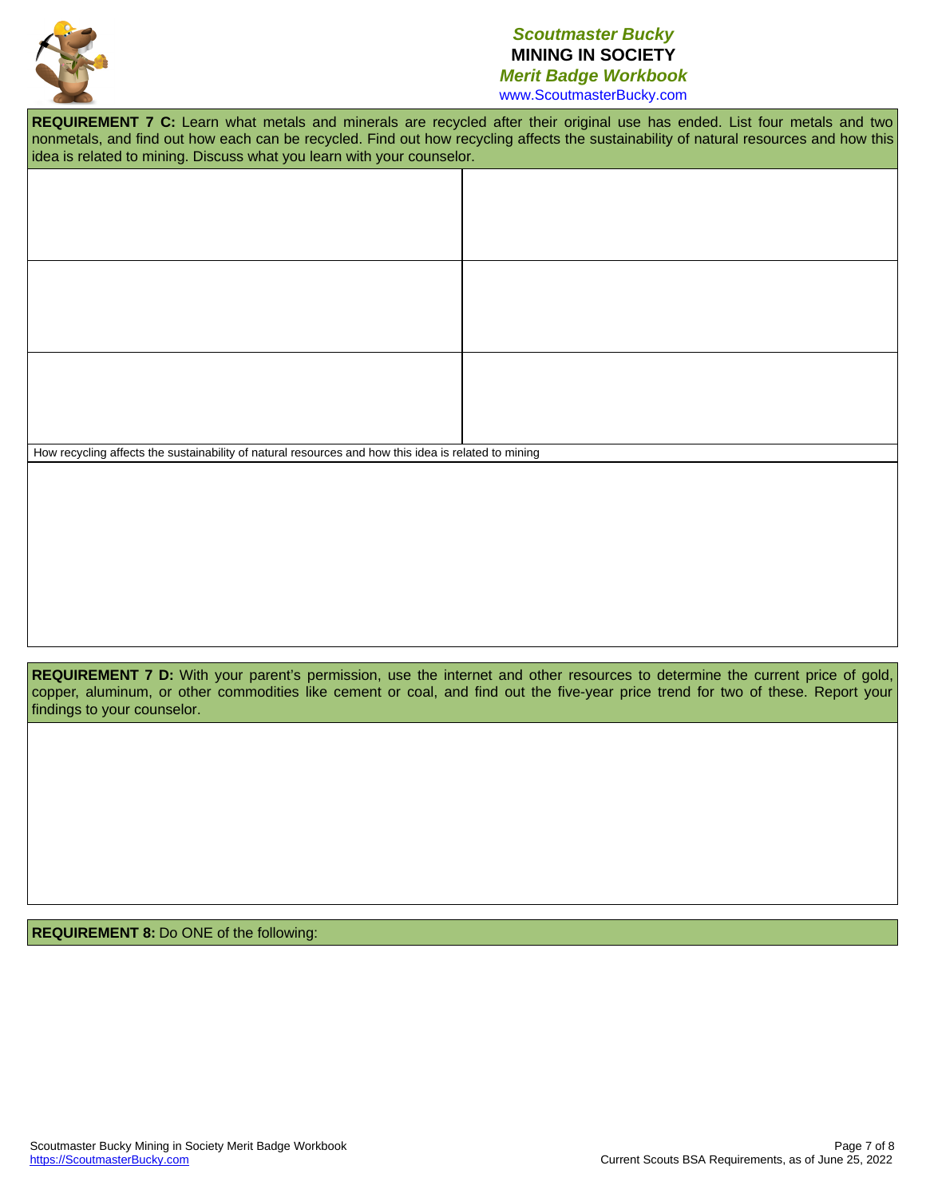**REQUIREMENT 7 C:** Learn what metals and minerals are recycled after their original use has ended. List four metals and two nonmetals, and find out how each can be recycled. Find out how recycling affects the sustainability of natural resources and how this idea is related to mining. Discuss what you learn with your counselor.

| | |
|---|---|
| | |
| | |
| | |

How recycling affects the sustainability of natural resources and how this idea is related to mining

**REQUIREMENT 7 D:** With your parent's permission, use the internet and other resources to determine the current price of gold, copper, aluminum, or other commodities like cement or coal, and find out the five-year price trend for two of these. Report your findings to your counselor.

**REQUIREMENT 8:** Do ONE of the following: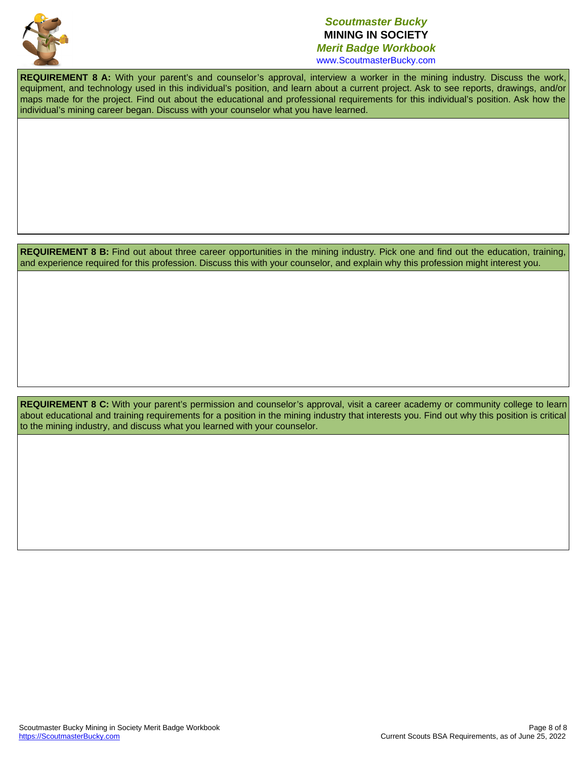**REQUIREMENT 8 A:** With your parent's and counselor's approval, interview a worker in the mining industry. Discuss the work, equipment, and technology used in this individual's position, and learn about a current project. Ask to see reports, drawings, and/or maps made for the project. Find out about the educational and professional requirements for this individual's position. Ask how the individual's mining career began. Discuss with your counselor what you have learned.

**REQUIREMENT 8 B:** Find out about three career opportunities in the mining industry. Pick one and find out the education, training, and experience required for this profession. Discuss this with your counselor, and explain why this profession might interest you.

**REQUIREMENT 8 C:** With your parent's permission and counselor's approval, visit a career academy or community college to learn about educational and training requirements for a position in the mining industry that interests you. Find out why this position is critical to the mining industry, and discuss what you learned with your counselor.